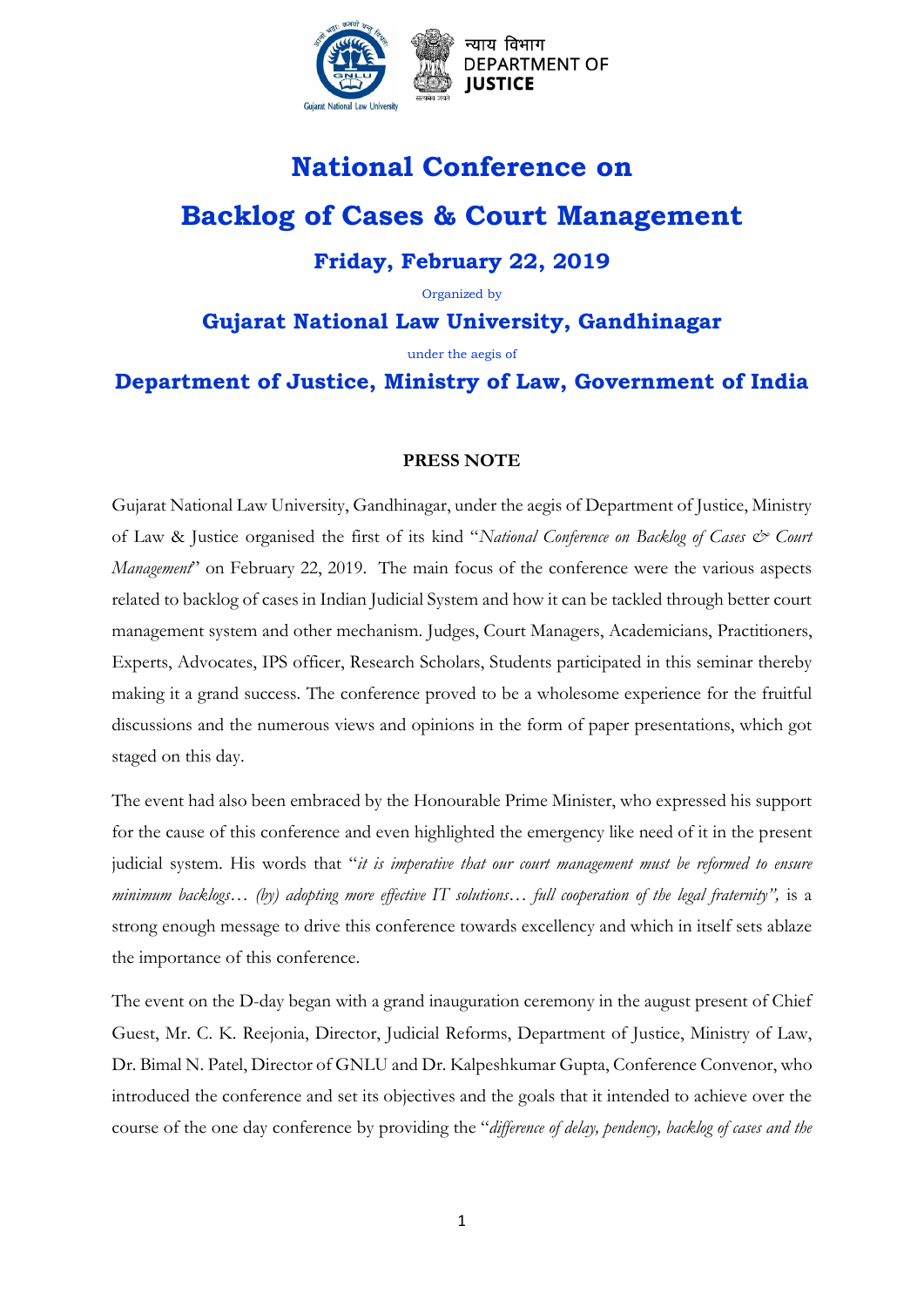न्याय विभाग
DEPARTMENT OF JUSTICE

# National Conference on

# Backlog of Cases & Court Management

## Friday, February 22, 2019

Organized by

## Gujarat National Law University, Gandhinagar

under the aegis of

## Department of Justice, Ministry of Law, Government of India

**PRESS NOTE**

Gujarat National Law University, Gandhinagar, under the aegis of Department of Justice, Ministry of Law & Justice organised the first of its kind "*National Conference on Backlog of Cases & Court Management*" on February 22, 2019. The main focus of the conference were the various aspects related to backlog of cases in Indian Judicial System and how it can be tackled through better court management system and other mechanism. Judges, Court Managers, Academicians, Practitioners, Experts, Advocates, IPS officer, Research Scholars, Students participated in this seminar thereby making it a grand success. The conference proved to be a wholesome experience for the fruitful discussions and the numerous views and opinions in the form of paper presentations, which got staged on this day.

The event had also been embraced by the Honourable Prime Minister, who expressed his support for the cause of this conference and even highlighted the emergency like need of it in the present judicial system. His words that "*it is imperative that our court management must be reformed to ensure minimum backlogs… (by) adopting more effective IT solutions… full cooperation of the legal fraternity",* is a strong enough message to drive this conference towards excellency and which in itself sets ablaze the importance of this conference.

The event on the D-day began with a grand inauguration ceremony in the august present of Chief Guest, Mr. C. K. Reejonia, Director, Judicial Reforms, Department of Justice, Ministry of Law, Dr. Bimal N. Patel, Director of GNLU and Dr. Kalpeshkumar Gupta, Conference Convenor, who introduced the conference and set its objectives and the goals that it intended to achieve over the course of the one day conference by providing the "*difference of delay, pendency, backlog of cases and the*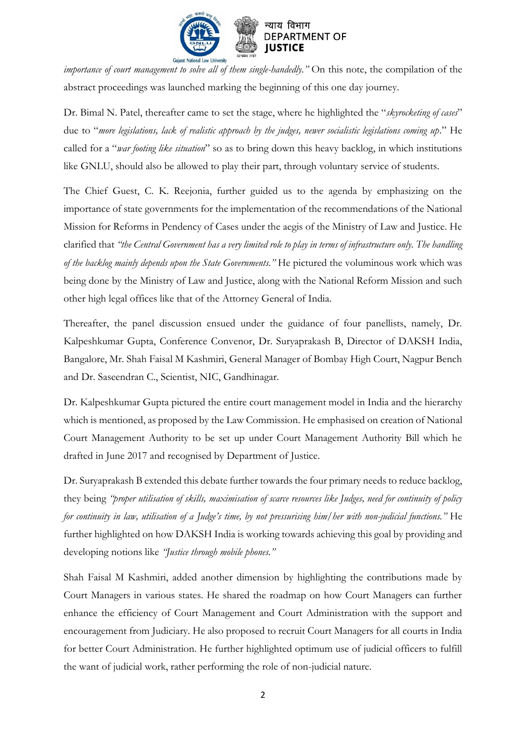*importance of court management to solve all of them single-handedly."* On this note, the compilation of the abstract proceedings was launched marking the beginning of this one day journey.

Dr. Bimal N. Patel, thereafter came to set the stage, where he highlighted the "*skyrocketing of cases*" due to "*more legislations, lack of realistic approach by the judges, newer socialistic legislations coming up*." He called for a "*war footing like situation*" so as to bring down this heavy backlog, in which institutions like GNLU, should also be allowed to play their part, through voluntary service of students.

The Chief Guest, C. K. Reejonia, further guided us to the agenda by emphasizing on the importance of state governments for the implementation of the recommendations of the National Mission for Reforms in Pendency of Cases under the aegis of the Ministry of Law and Justice. He clarified that *"the Central Government has a very limited role to play in terms of infrastructure only. The handling of the backlog mainly depends upon the State Governments."* He pictured the voluminous work which was being done by the Ministry of Law and Justice, along with the National Reform Mission and such other high legal offices like that of the Attorney General of India.

Thereafter, the panel discussion ensued under the guidance of four panellists, namely, Dr. Kalpeshkumar Gupta, Conference Convenor, Dr. Suryaprakash B, Director of DAKSH India, Bangalore, Mr. Shah Faisal M Kashmiri, General Manager of Bombay High Court, Nagpur Bench and Dr. Saseendran C., Scientist, NIC, Gandhinagar.

Dr. Kalpeshkumar Gupta pictured the entire court management model in India and the hierarchy which is mentioned, as proposed by the Law Commission. He emphasised on creation of National Court Management Authority to be set up under Court Management Authority Bill which he drafted in June 2017 and recognised by Department of Justice.

Dr. Suryaprakash B extended this debate further towards the four primary needs to reduce backlog, they being *"proper utilisation of skills, maximisation of scarce resources like Judges, need for continuity of policy for continuity in law, utilisation of a Judge's time, by not pressurising him/her with non-judicial functions."* He further highlighted on how DAKSH India is working towards achieving this goal by providing and developing notions like *"Justice through mobile phones."*

Shah Faisal M Kashmiri, added another dimension by highlighting the contributions made by Court Managers in various states. He shared the roadmap on how Court Managers can further enhance the efficiency of Court Management and Court Administration with the support and encouragement from Judiciary. He also proposed to recruit Court Managers for all courts in India for better Court Administration. He further highlighted optimum use of judicial officers to fulfill the want of judicial work, rather performing the role of non-judicial nature.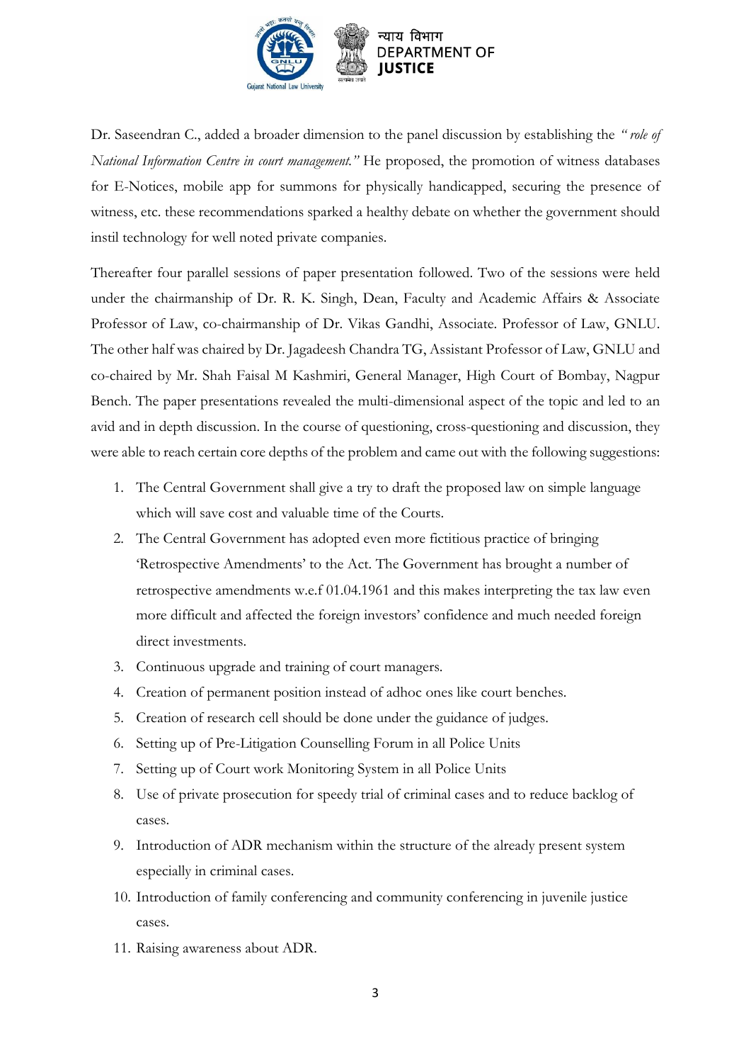Dr. Saseendran C., added a broader dimension to the panel discussion by establishing the *"role of National Information Centre in court management."* He proposed, the promotion of witness databases for E-Notices, mobile app for summons for physically handicapped, securing the presence of witness, etc. these recommendations sparked a healthy debate on whether the government should instil technology for well noted private companies.

Thereafter four parallel sessions of paper presentation followed. Two of the sessions were held under the chairmanship of Dr. R. K. Singh, Dean, Faculty and Academic Affairs & Associate Professor of Law, co-chairmanship of Dr. Vikas Gandhi, Associate. Professor of Law, GNLU. The other half was chaired by Dr. Jagadeesh Chandra TG, Assistant Professor of Law, GNLU and co-chaired by Mr. Shah Faisal M Kashmiri, General Manager, High Court of Bombay, Nagpur Bench. The paper presentations revealed the multi-dimensional aspect of the topic and led to an avid and in depth discussion. In the course of questioning, cross-questioning and discussion, they were able to reach certain core depths of the problem and came out with the following suggestions:

1. The Central Government shall give a try to draft the proposed law on simple language which will save cost and valuable time of the Courts.
2. The Central Government has adopted even more fictitious practice of bringing 'Retrospective Amendments' to the Act. The Government has brought a number of retrospective amendments w.e.f 01.04.1961 and this makes interpreting the tax law even more difficult and affected the foreign investors' confidence and much needed foreign direct investments.
3. Continuous upgrade and training of court managers.
4. Creation of permanent position instead of adhoc ones like court benches.
5. Creation of research cell should be done under the guidance of judges.
6. Setting up of Pre-Litigation Counselling Forum in all Police Units
7. Setting up of Court work Monitoring System in all Police Units
8. Use of private prosecution for speedy trial of criminal cases and to reduce backlog of cases.
9. Introduction of ADR mechanism within the structure of the already present system especially in criminal cases.
10. Introduction of family conferencing and community conferencing in juvenile justice cases.
11. Raising awareness about ADR.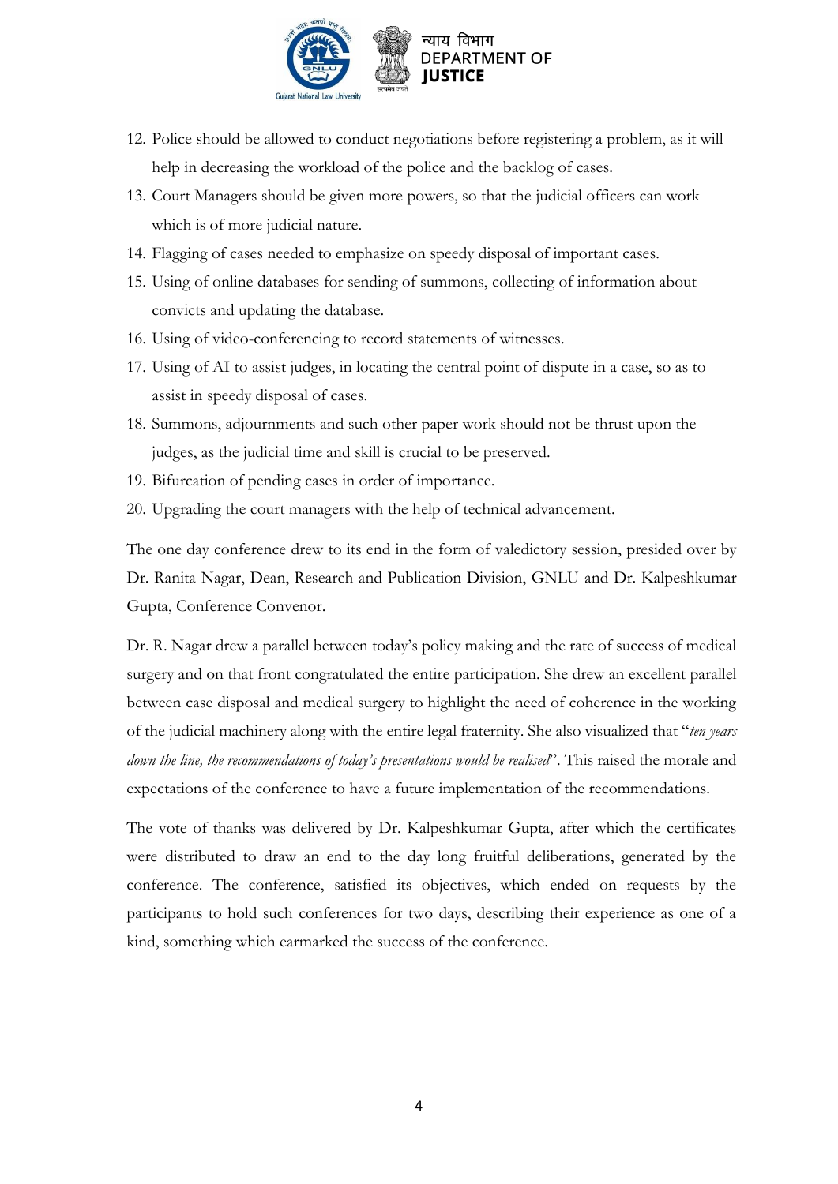12. Police should be allowed to conduct negotiations before registering a problem, as it will help in decreasing the workload of the police and the backlog of cases.
13. Court Managers should be given more powers, so that the judicial officers can work which is of more judicial nature.
14. Flagging of cases needed to emphasize on speedy disposal of important cases.
15. Using of online databases for sending of summons, collecting of information about convicts and updating the database.
16. Using of video-conferencing to record statements of witnesses.
17. Using of AI to assist judges, in locating the central point of dispute in a case, so as to assist in speedy disposal of cases.
18. Summons, adjournments and such other paper work should not be thrust upon the judges, as the judicial time and skill is crucial to be preserved.
19. Bifurcation of pending cases in order of importance.
20. Upgrading the court managers with the help of technical advancement.

The one day conference drew to its end in the form of valedictory session, presided over by Dr. Ranita Nagar, Dean, Research and Publication Division, GNLU and Dr. Kalpeshkumar Gupta, Conference Convenor.

Dr. R. Nagar drew a parallel between today's policy making and the rate of success of medical surgery and on that front congratulated the entire participation. She drew an excellent parallel between case disposal and medical surgery to highlight the need of coherence in the working of the judicial machinery along with the entire legal fraternity. She also visualized that "*ten years down the line, the recommendations of today's presentations would be realised*". This raised the morale and expectations of the conference to have a future implementation of the recommendations.

The vote of thanks was delivered by Dr. Kalpeshkumar Gupta, after which the certificates were distributed to draw an end to the day long fruitful deliberations, generated by the conference. The conference, satisfied its objectives, which ended on requests by the participants to hold such conferences for two days, describing their experience as one of a kind, something which earmarked the success of the conference.